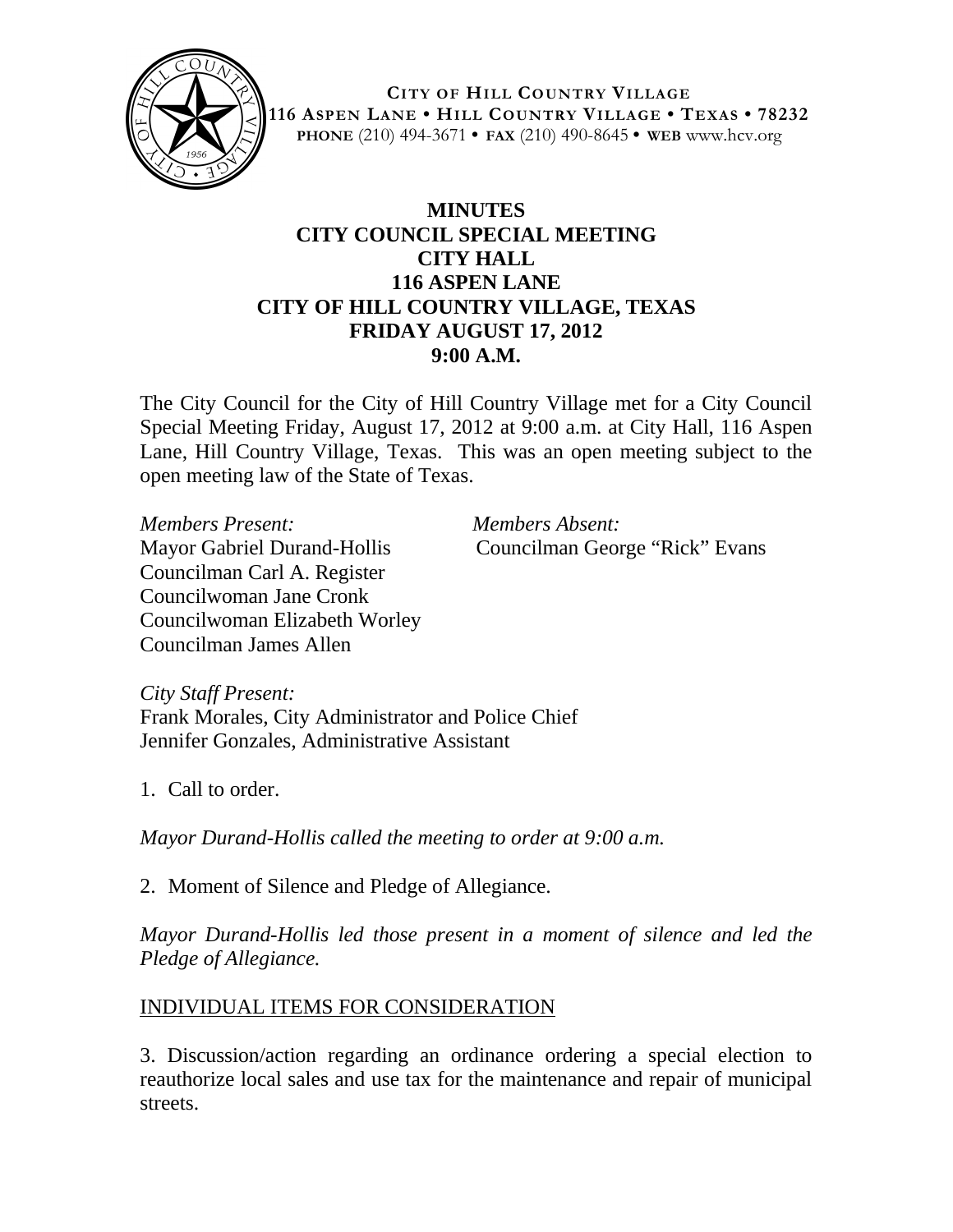**CITY OF HILL COUNTRY VILLAGE**
**116 ASPEN LANE • HILL COUNTRY VILLAGE • TEXAS • 78232**
**PHONE** (210) 494-3671 • **FAX** (210) 490-8645 • **WEB** www.hcv.org

# MINUTES
# CITY COUNCIL SPECIAL MEETING
# CITY HALL
# 116 ASPEN LANE
# CITY OF HILL COUNTRY VILLAGE, TEXAS
# FRIDAY AUGUST 17, 2012
# 9:00 A.M.

The City Council for the City of Hill Country Village met for a City Council Special Meeting Friday, August 17, 2012 at 9:00 a.m. at City Hall, 116 Aspen Lane, Hill Country Village, Texas. This was an open meeting subject to the open meeting law of the State of Texas.

*Members Present:*
Mayor Gabriel Durand-Hollis
Councilman Carl A. Register
Councilwoman Jane Cronk
Councilwoman Elizabeth Worley
Councilman James Allen

*Members Absent:*
Councilman George "Rick" Evans

*City Staff Present:*
Frank Morales, City Administrator and Police Chief
Jennifer Gonzales, Administrative Assistant

1. Call to order.

*Mayor Durand-Hollis called the meeting to order at 9:00 a.m.*

2. Moment of Silence and Pledge of Allegiance.

*Mayor Durand-Hollis led those present in a moment of silence and led the Pledge of Allegiance.*

INDIVIDUAL ITEMS FOR CONSIDERATION

3. Discussion/action regarding an ordinance ordering a special election to reauthorize local sales and use tax for the maintenance and repair of municipal streets.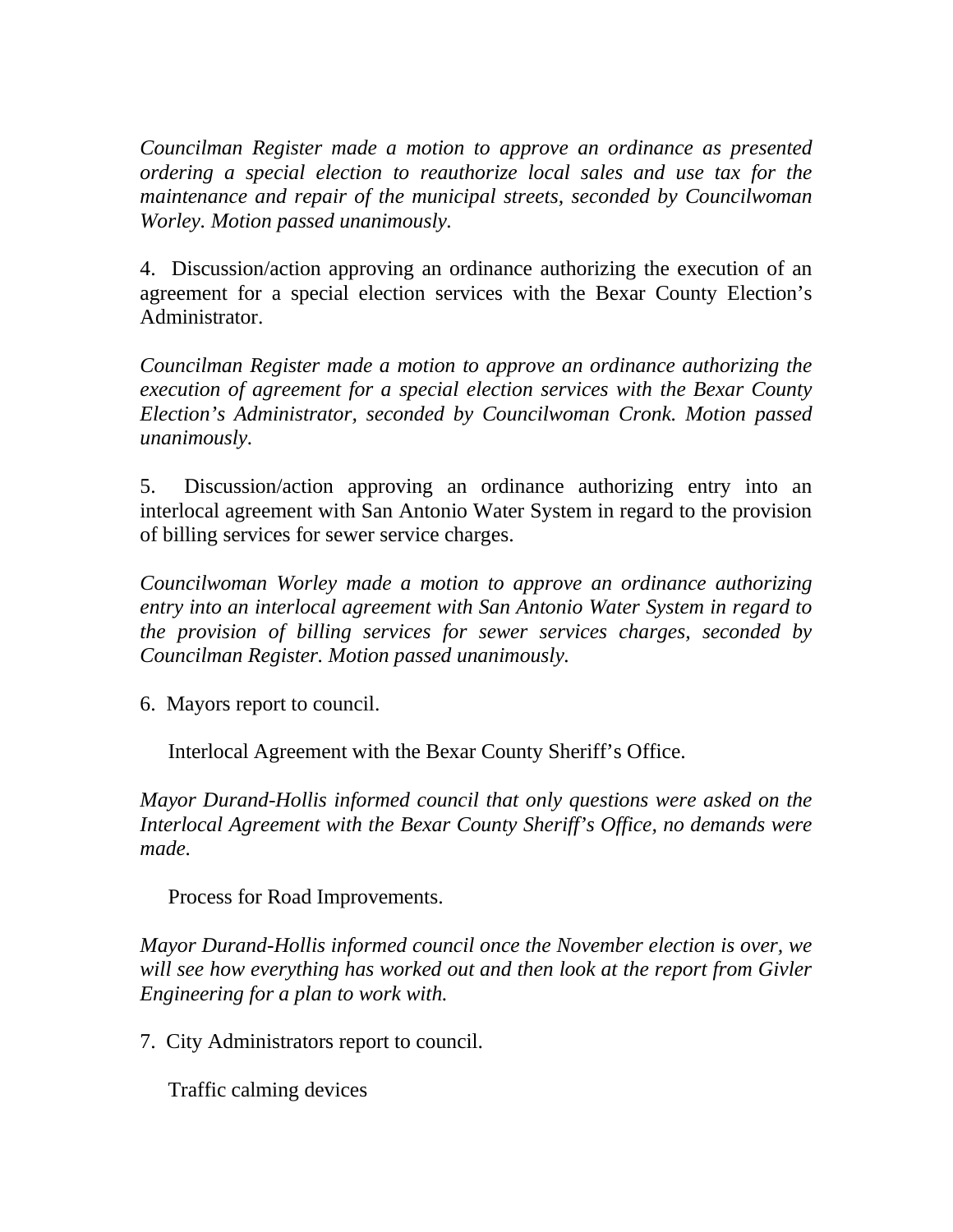*Councilman Register made a motion to approve an ordinance as presented ordering a special election to reauthorize local sales and use tax for the maintenance and repair of the municipal streets, seconded by Councilwoman Worley. Motion passed unanimously.*

4. Discussion/action approving an ordinance authorizing the execution of an agreement for a special election services with the Bexar County Election's Administrator.

*Councilman Register made a motion to approve an ordinance authorizing the execution of agreement for a special election services with the Bexar County Election's Administrator, seconded by Councilwoman Cronk. Motion passed unanimously.*

5. Discussion/action approving an ordinance authorizing entry into an interlocal agreement with San Antonio Water System in regard to the provision of billing services for sewer service charges.

*Councilwoman Worley made a motion to approve an ordinance authorizing entry into an interlocal agreement with San Antonio Water System in regard to the provision of billing services for sewer services charges, seconded by Councilman Register. Motion passed unanimously.*

6. Mayors report to council.

Interlocal Agreement with the Bexar County Sheriff's Office.

*Mayor Durand-Hollis informed council that only questions were asked on the Interlocal Agreement with the Bexar County Sheriff's Office, no demands were made.*

Process for Road Improvements.

*Mayor Durand-Hollis informed council once the November election is over, we will see how everything has worked out and then look at the report from Givler Engineering for a plan to work with.*

7. City Administrators report to council.

Traffic calming devices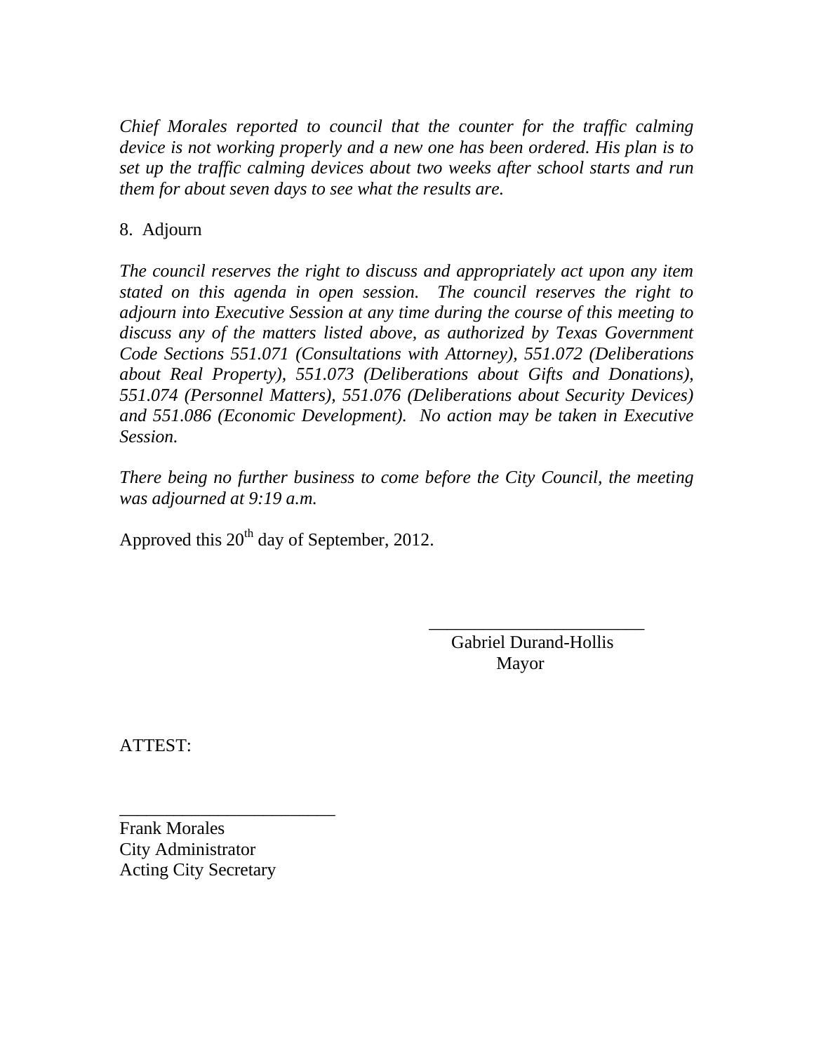*Chief Morales reported to council that the counter for the traffic calming device is not working properly and a new one has been ordered. His plan is to set up the traffic calming devices about two weeks after school starts and run them for about seven days to see what the results are.*

8. Adjourn

*The council reserves the right to discuss and appropriately act upon any item stated on this agenda in open session. The council reserves the right to adjourn into Executive Session at any time during the course of this meeting to discuss any of the matters listed above, as authorized by Texas Government Code Sections 551.071 (Consultations with Attorney), 551.072 (Deliberations about Real Property), 551.073 (Deliberations about Gifts and Donations), 551.074 (Personnel Matters), 551.076 (Deliberations about Security Devices) and 551.086 (Economic Development). No action may be taken in Executive Session.*

*There being no further business to come before the City Council, the meeting was adjourned at 9:19 a.m.*

Approved this 20th day of September, 2012.

\_\_\_\_\_\_\_\_\_\_\_\_\_\_\_\_\_\_\_\_\_\_\_\_
Gabriel Durand-Hollis
Mayor

ATTEST:

\_\_\_\_\_\_\_\_\_\_\_\_\_\_\_\_\_\_\_\_\_\_\_\_
Frank Morales
City Administrator
Acting City Secretary